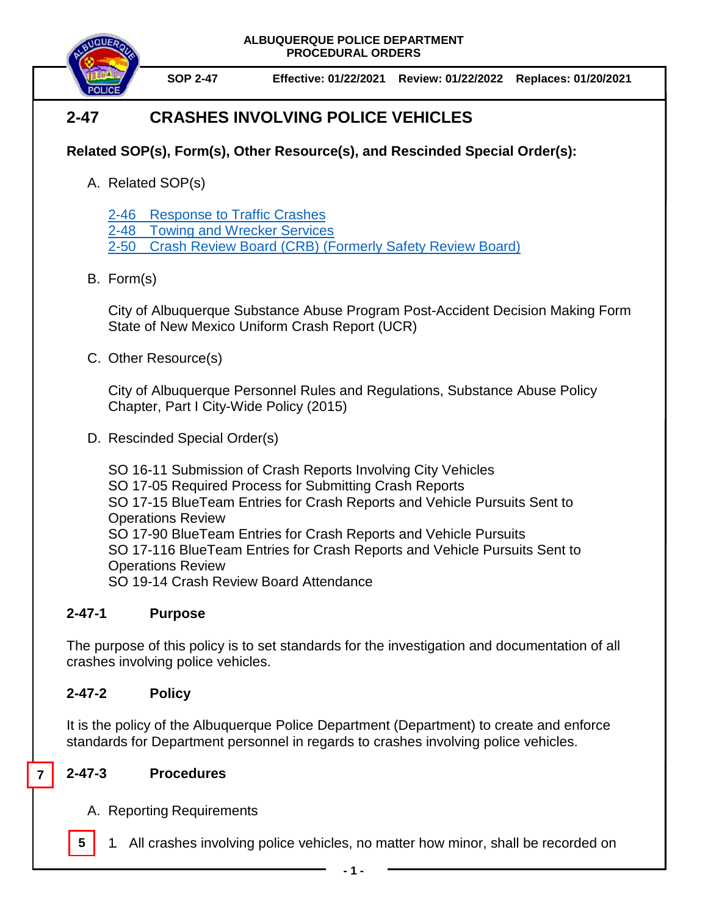ALBUQUERQUE POLICE DEPARTMENT
PROCEDURAL ORDERS

**SOP 2-47** | **Effective: 01/22/2021** | **Review: 01/22/2022** | **Replaces: 01/20/2021**

# 2-47 CRASHES INVOLVING POLICE VEHICLES

**Related SOP(s), Form(s), Other Resource(s), and Rescinded Special Order(s):**

A. Related SOP(s)

2-46 Response to Traffic Crashes
2-48 Towing and Wrecker Services
2-50 Crash Review Board (CRB) (Formerly Safety Review Board)

B. Form(s)

City of Albuquerque Substance Abuse Program Post-Accident Decision Making Form
State of New Mexico Uniform Crash Report (UCR)

C. Other Resource(s)

City of Albuquerque Personnel Rules and Regulations, Substance Abuse Policy Chapter, Part I City-Wide Policy (2015)

D. Rescinded Special Order(s)

SO 16-11 Submission of Crash Reports Involving City Vehicles
SO 17-05 Required Process for Submitting Crash Reports
SO 17-15 BlueTeam Entries for Crash Reports and Vehicle Pursuits Sent to Operations Review
SO 17-90 BlueTeam Entries for Crash Reports and Vehicle Pursuits
SO 17-116 BlueTeam Entries for Crash Reports and Vehicle Pursuits Sent to Operations Review
SO 19-14 Crash Review Board Attendance

## 2-47-1 Purpose

The purpose of this policy is to set standards for the investigation and documentation of all crashes involving police vehicles.

## 2-47-2 Policy

It is the policy of the Albuquerque Police Department (Department) to create and enforce standards for Department personnel in regards to crashes involving police vehicles.

## 7 2-47-3 Procedures

A. Reporting Requirements

5 1. All crashes involving police vehicles, no matter how minor, shall be recorded on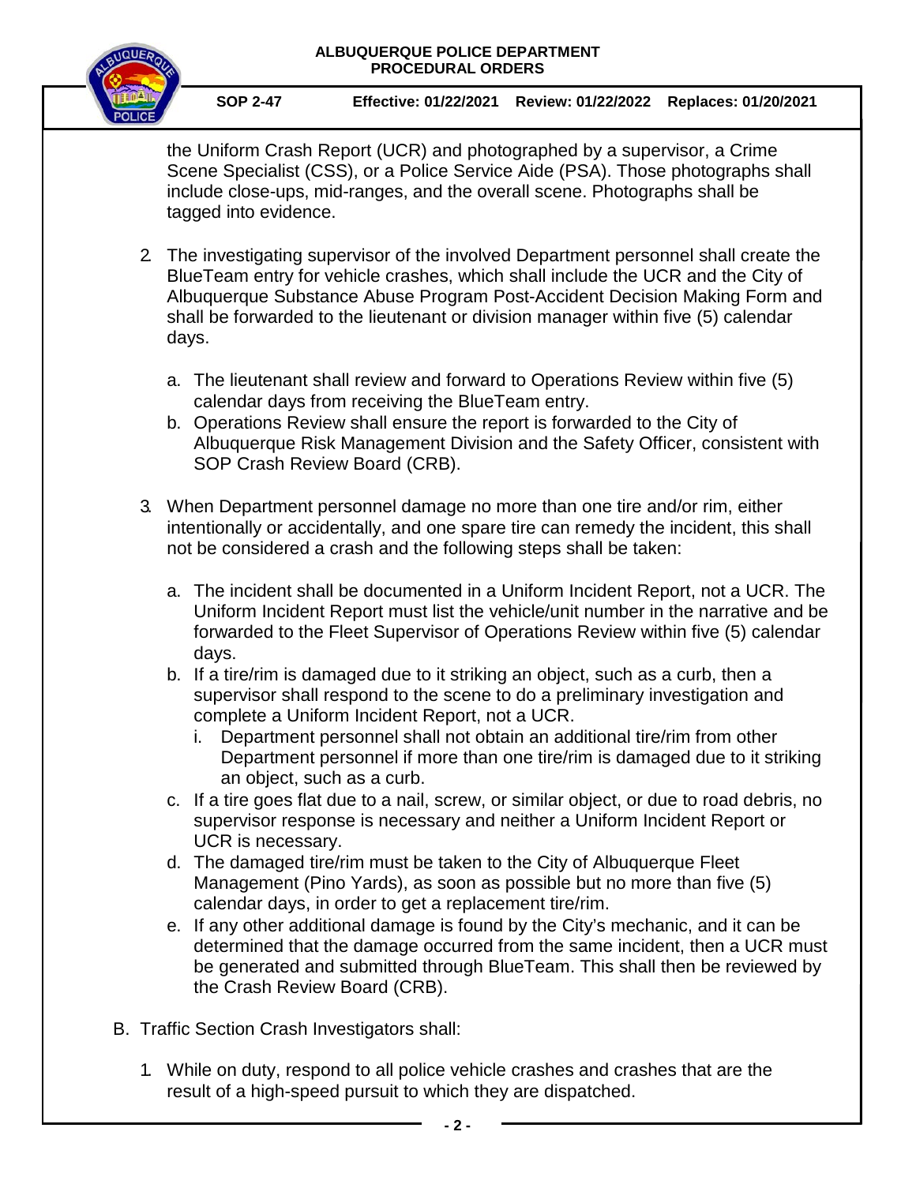the Uniform Crash Report (UCR) and photographed by a supervisor, a Crime Scene Specialist (CSS), or a Police Service Aide (PSA). Those photographs shall include close-ups, mid-ranges, and the overall scene. Photographs shall be tagged into evidence.

2. The investigating supervisor of the involved Department personnel shall create the BlueTeam entry for vehicle crashes, which shall include the UCR and the City of Albuquerque Substance Abuse Program Post-Accident Decision Making Form and shall be forwarded to the lieutenant or division manager within five (5) calendar days.

   a. The lieutenant shall review and forward to Operations Review within five (5) calendar days from receiving the BlueTeam entry.
   b. Operations Review shall ensure the report is forwarded to the City of Albuquerque Risk Management Division and the Safety Officer, consistent with SOP Crash Review Board (CRB).

3. When Department personnel damage no more than one tire and/or rim, either intentionally or accidentally, and one spare tire can remedy the incident, this shall not be considered a crash and the following steps shall be taken:

   a. The incident shall be documented in a Uniform Incident Report, not a UCR. The Uniform Incident Report must list the vehicle/unit number in the narrative and be forwarded to the Fleet Supervisor of Operations Review within five (5) calendar days.
   b. If a tire/rim is damaged due to it striking an object, such as a curb, then a supervisor shall respond to the scene to do a preliminary investigation and complete a Uniform Incident Report, not a UCR.
      i. Department personnel shall not obtain an additional tire/rim from other Department personnel if more than one tire/rim is damaged due to it striking an object, such as a curb.
   c. If a tire goes flat due to a nail, screw, or similar object, or due to road debris, no supervisor response is necessary and neither a Uniform Incident Report or UCR is necessary.
   d. The damaged tire/rim must be taken to the City of Albuquerque Fleet Management (Pino Yards), as soon as possible but no more than five (5) calendar days, in order to get a replacement tire/rim.
   e. If any other additional damage is found by the City's mechanic, and it can be determined that the damage occurred from the same incident, then a UCR must be generated and submitted through BlueTeam. This shall then be reviewed by the Crash Review Board (CRB).

B. Traffic Section Crash Investigators shall:

   1. While on duty, respond to all police vehicle crashes and crashes that are the result of a high-speed pursuit to which they are dispatched.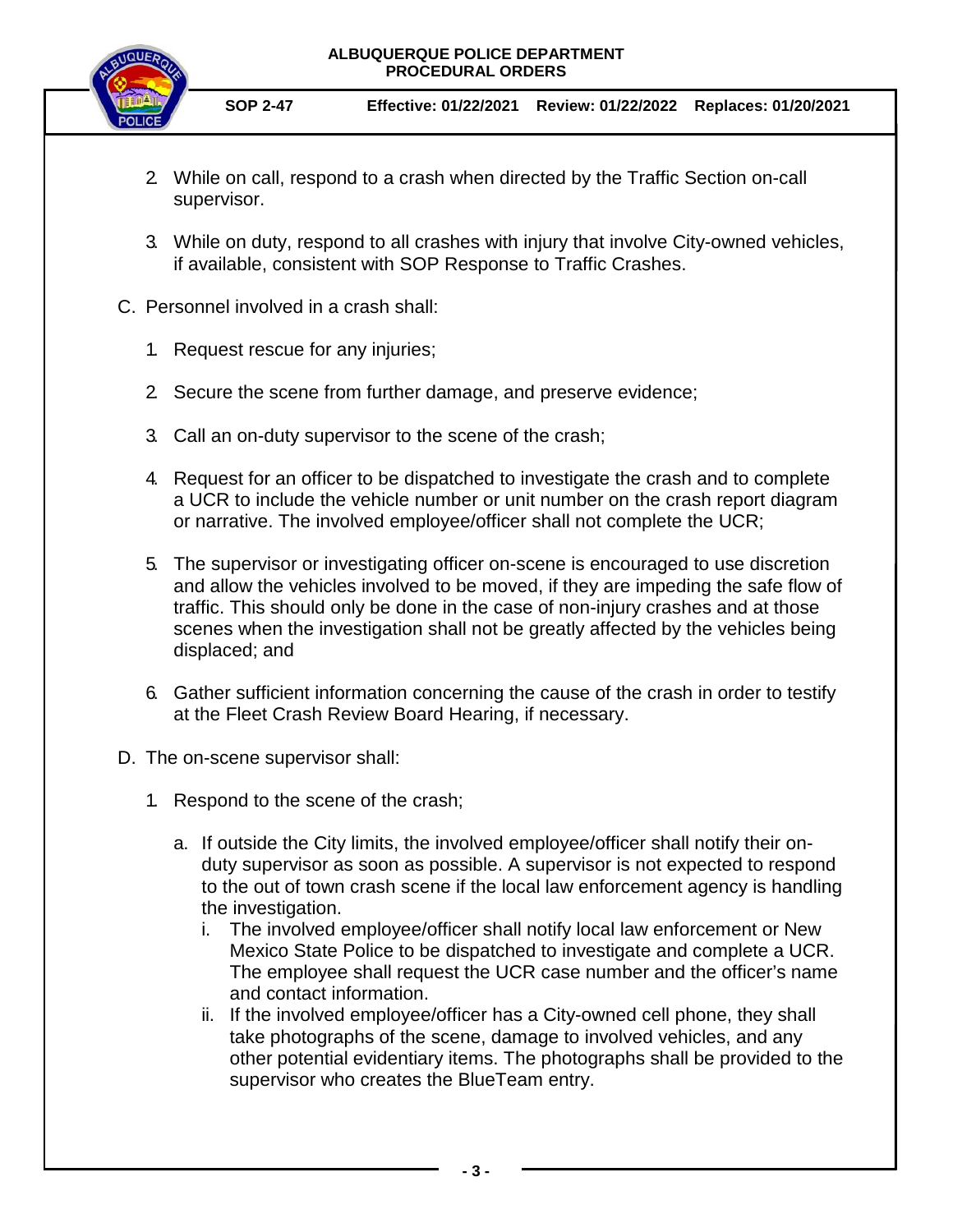2. While on call, respond to a crash when directed by the Traffic Section on-call supervisor.

3. While on duty, respond to all crashes with injury that involve City-owned vehicles, if available, consistent with SOP Response to Traffic Crashes.

C. Personnel involved in a crash shall:

   1. Request rescue for any injuries;

   2. Secure the scene from further damage, and preserve evidence;

   3. Call an on-duty supervisor to the scene of the crash;

   4. Request for an officer to be dispatched to investigate the crash and to complete a UCR to include the vehicle number or unit number on the crash report diagram or narrative. The involved employee/officer shall not complete the UCR;

   5. The supervisor or investigating officer on-scene is encouraged to use discretion and allow the vehicles involved to be moved, if they are impeding the safe flow of traffic. This should only be done in the case of non-injury crashes and at those scenes when the investigation shall not be greatly affected by the vehicles being displaced; and

   6. Gather sufficient information concerning the cause of the crash in order to testify at the Fleet Crash Review Board Hearing, if necessary.

D. The on-scene supervisor shall:

   1. Respond to the scene of the crash;

      a. If outside the City limits, the involved employee/officer shall notify their on-duty supervisor as soon as possible. A supervisor is not expected to respond to the out of town crash scene if the local law enforcement agency is handling the investigation.

         i. The involved employee/officer shall notify local law enforcement or New Mexico State Police to be dispatched to investigate and complete a UCR. The employee shall request the UCR case number and the officer's name and contact information.

         ii. If the involved employee/officer has a City-owned cell phone, they shall take photographs of the scene, damage to involved vehicles, and any other potential evidentiary items. The photographs shall be provided to the supervisor who creates the BlueTeam entry.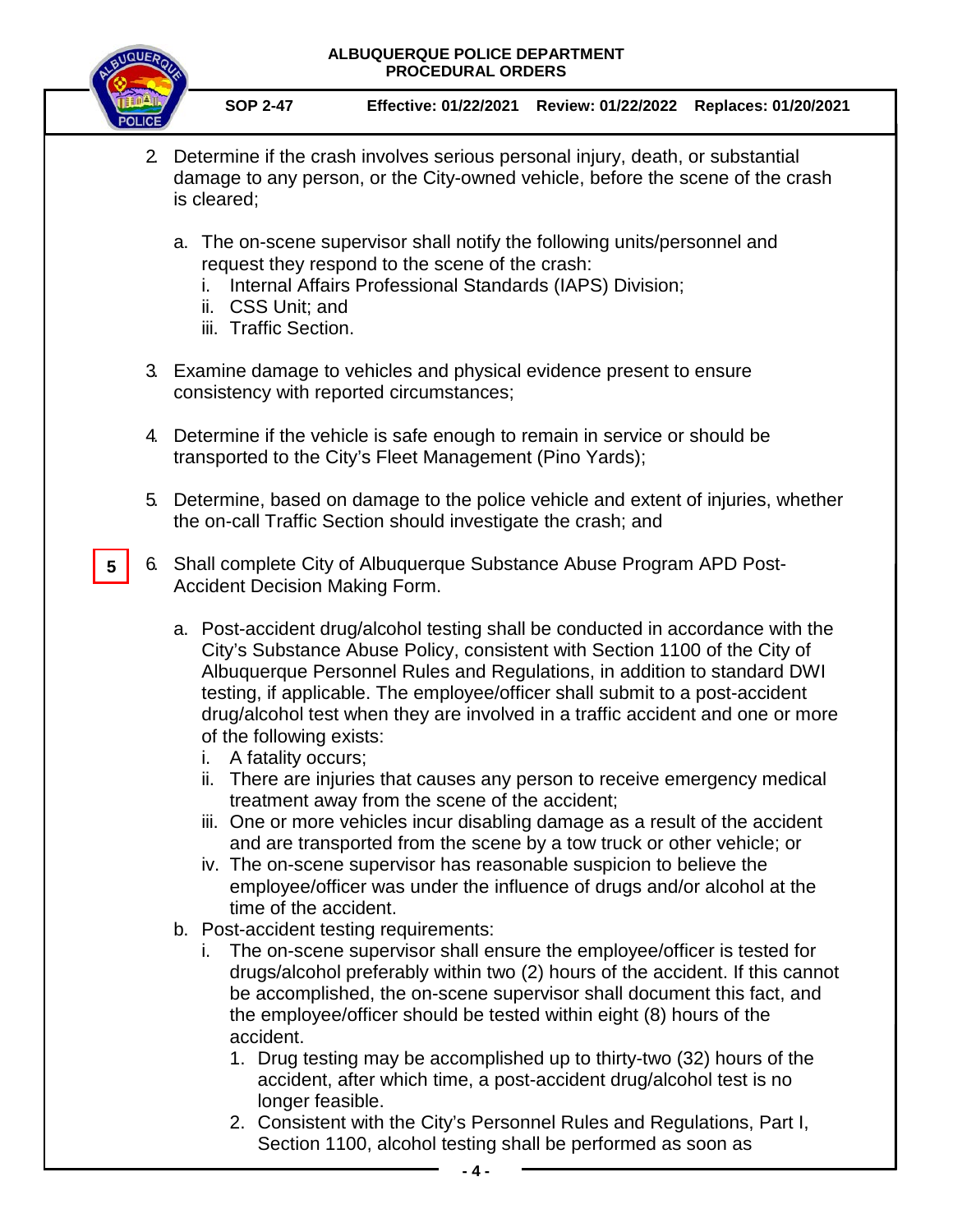2. Determine if the crash involves serious personal injury, death, or substantial damage to any person, or the City-owned vehicle, before the scene of the crash is cleared;

   a. The on-scene supervisor shall notify the following units/personnel and request they respond to the scene of the crash:
      i. Internal Affairs Professional Standards (IAPS) Division;
      ii. CSS Unit; and
      iii. Traffic Section.

3. Examine damage to vehicles and physical evidence present to ensure consistency with reported circumstances;

4. Determine if the vehicle is safe enough to remain in service or should be transported to the City's Fleet Management (Pino Yards);

5. Determine, based on damage to the police vehicle and extent of injuries, whether the on-call Traffic Section should investigate the crash; and

5 6. Shall complete City of Albuquerque Substance Abuse Program APD Post-Accident Decision Making Form.

   a. Post-accident drug/alcohol testing shall be conducted in accordance with the City's Substance Abuse Policy, consistent with Section 1100 of the City of Albuquerque Personnel Rules and Regulations, in addition to standard DWI testing, if applicable. The employee/officer shall submit to a post-accident drug/alcohol test when they are involved in a traffic accident and one or more of the following exists:
      i. A fatality occurs;
      ii. There are injuries that causes any person to receive emergency medical treatment away from the scene of the accident;
      iii. One or more vehicles incur disabling damage as a result of the accident and are transported from the scene by a tow truck or other vehicle; or
      iv. The on-scene supervisor has reasonable suspicion to believe the employee/officer was under the influence of drugs and/or alcohol at the time of the accident.
   b. Post-accident testing requirements:
      i. The on-scene supervisor shall ensure the employee/officer is tested for drugs/alcohol preferably within two (2) hours of the accident. If this cannot be accomplished, the on-scene supervisor shall document this fact, and the employee/officer should be tested within eight (8) hours of the accident.
         1. Drug testing may be accomplished up to thirty-two (32) hours of the accident, after which time, a post-accident drug/alcohol test is no longer feasible.
         2. Consistent with the City's Personnel Rules and Regulations, Part I, Section 1100, alcohol testing shall be performed as soon as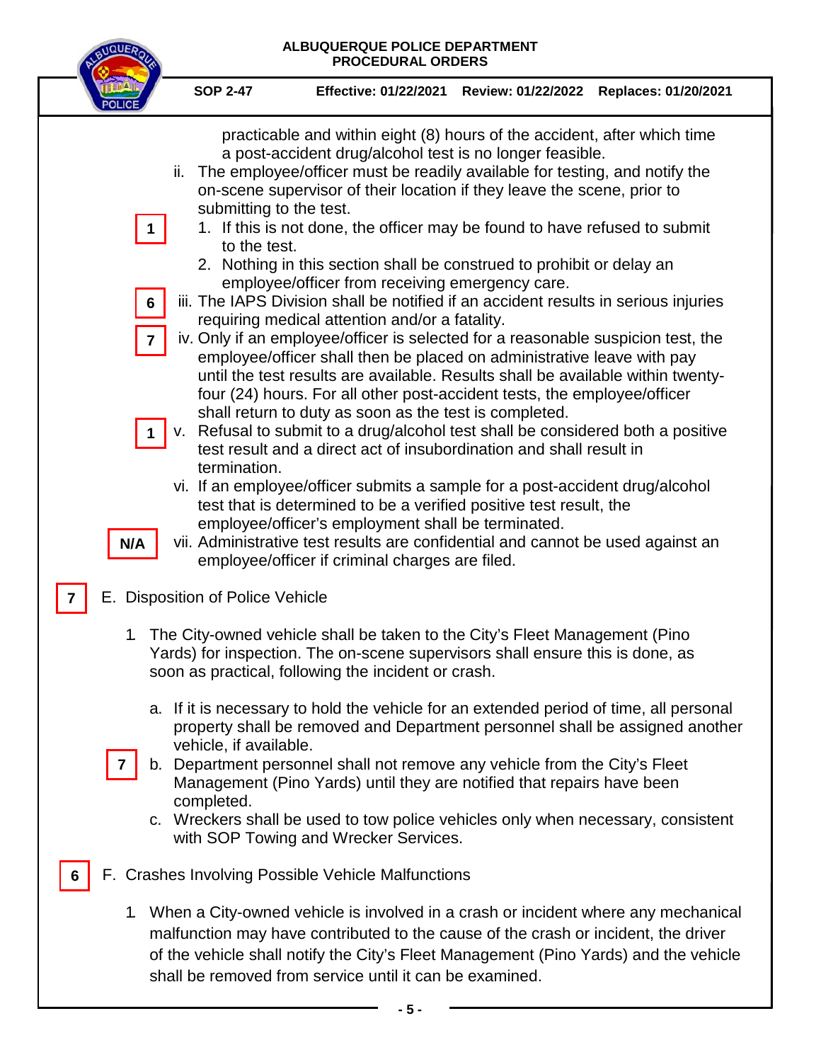practicable and within eight (8) hours of the accident, after which time a post-accident drug/alcohol test is no longer feasible.

ii. The employee/officer must be readily available for testing, and notify the on-scene supervisor of their location if they leave the scene, prior to submitting to the test.

**1** 1. If this is not done, the officer may be found to have refused to submit to the test.

2. Nothing in this section shall be construed to prohibit or delay an employee/officer from receiving emergency care.

**6** iii. The IAPS Division shall be notified if an accident results in serious injuries requiring medical attention and/or a fatality.

**7** iv. Only if an employee/officer is selected for a reasonable suspicion test, the employee/officer shall then be placed on administrative leave with pay until the test results are available. Results shall be available within twenty-four (24) hours. For all other post-accident tests, the employee/officer shall return to duty as soon as the test is completed.

**1** v. Refusal to submit to a drug/alcohol test shall be considered both a positive test result and a direct act of insubordination and shall result in termination.

vi. If an employee/officer submits a sample for a post-accident drug/alcohol test that is determined to be a verified positive test result, the employee/officer's employment shall be terminated.

**N/A** vii. Administrative test results are confidential and cannot be used against an employee/officer if criminal charges are filed.

**7** E. Disposition of Police Vehicle

1. The City-owned vehicle shall be taken to the City's Fleet Management (Pino Yards) for inspection. The on-scene supervisors shall ensure this is done, as soon as practical, following the incident or crash.

   a. If it is necessary to hold the vehicle for an extended period of time, all personal property shall be removed and Department personnel shall be assigned another vehicle, if available.

   **7** b. Department personnel shall not remove any vehicle from the City's Fleet Management (Pino Yards) until they are notified that repairs have been completed.

   c. Wreckers shall be used to tow police vehicles only when necessary, consistent with SOP Towing and Wrecker Services.

**6** F. Crashes Involving Possible Vehicle Malfunctions

1. When a City-owned vehicle is involved in a crash or incident where any mechanical malfunction may have contributed to the cause of the crash or incident, the driver of the vehicle shall notify the City's Fleet Management (Pino Yards) and the vehicle shall be removed from service until it can be examined.